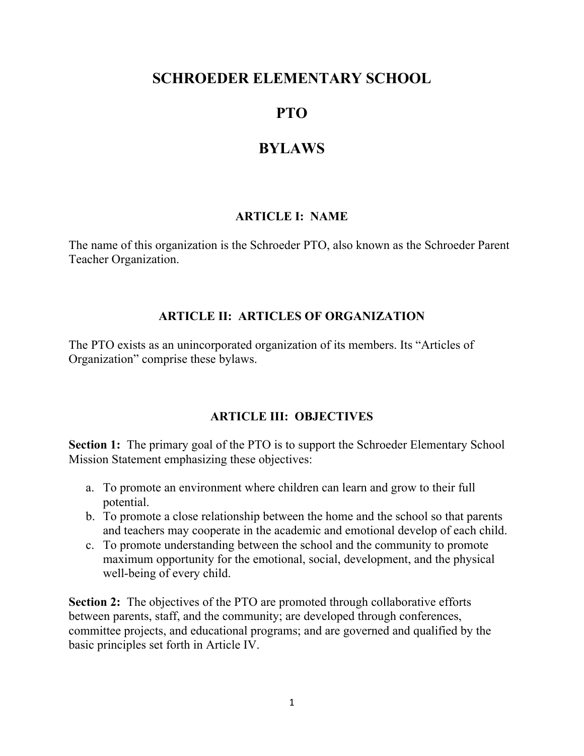# SCHROEDER ELEMENTARY SCHOOL

# PTO

# BYLAWS

## ARTICLE I: NAME

The name of this organization is the Schroeder PTO, also known as the Schroeder Parent Teacher Organization.

## ARTICLE II: ARTICLES OF ORGANIZATION

The PTO exists as an unincorporated organization of its members. Its "Articles of Organization" comprise these bylaws.

## ARTICLE III: OBJECTIVES

**Section 1:** The primary goal of the PTO is to support the Schroeder Elementary School Mission Statement emphasizing these objectives:

a. To promote an environment where children can learn and grow to their full potential.
b. To promote a close relationship between the home and the school so that parents and teachers may cooperate in the academic and emotional develop of each child.
c. To promote understanding between the school and the community to promote maximum opportunity for the emotional, social, development, and the physical well-being of every child.

**Section 2:** The objectives of the PTO are promoted through collaborative efforts between parents, staff, and the community; are developed through conferences, committee projects, and educational programs; and are governed and qualified by the basic principles set forth in Article IV.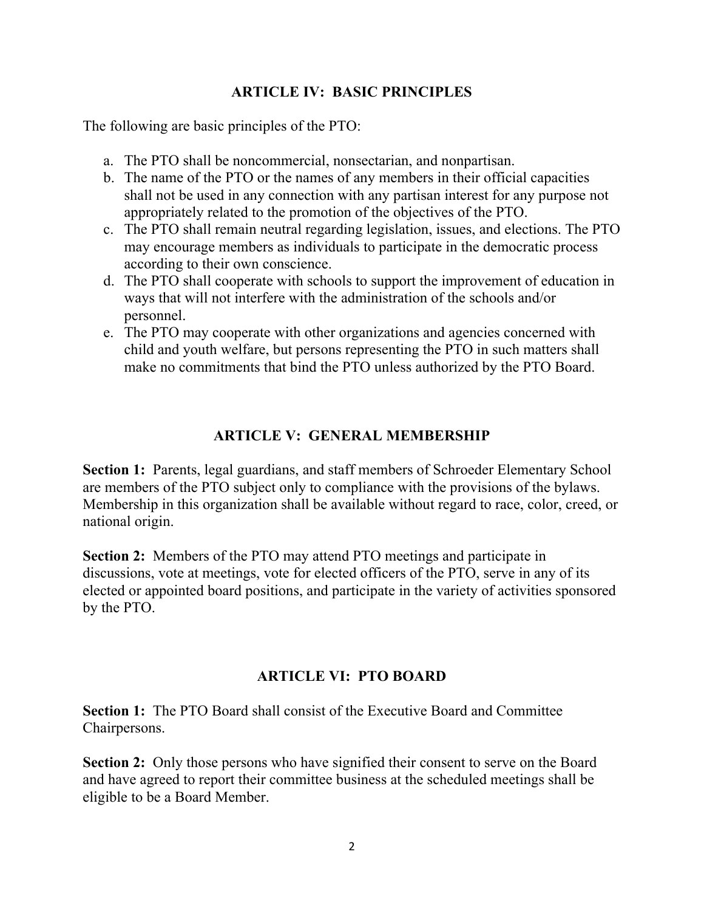## ARTICLE IV: BASIC PRINCIPLES

The following are basic principles of the PTO:

a. The PTO shall be noncommercial, nonsectarian, and nonpartisan.
b. The name of the PTO or the names of any members in their official capacities shall not be used in any connection with any partisan interest for any purpose not appropriately related to the promotion of the objectives of the PTO.
c. The PTO shall remain neutral regarding legislation, issues, and elections. The PTO may encourage members as individuals to participate in the democratic process according to their own conscience.
d. The PTO shall cooperate with schools to support the improvement of education in ways that will not interfere with the administration of the schools and/or personnel.
e. The PTO may cooperate with other organizations and agencies concerned with child and youth welfare, but persons representing the PTO in such matters shall make no commitments that bind the PTO unless authorized by the PTO Board.

## ARTICLE V: GENERAL MEMBERSHIP

**Section 1:** Parents, legal guardians, and staff members of Schroeder Elementary School are members of the PTO subject only to compliance with the provisions of the bylaws. Membership in this organization shall be available without regard to race, color, creed, or national origin.

**Section 2:** Members of the PTO may attend PTO meetings and participate in discussions, vote at meetings, vote for elected officers of the PTO, serve in any of its elected or appointed board positions, and participate in the variety of activities sponsored by the PTO.

## ARTICLE VI: PTO BOARD

**Section 1:** The PTO Board shall consist of the Executive Board and Committee Chairpersons.

**Section 2:** Only those persons who have signified their consent to serve on the Board and have agreed to report their committee business at the scheduled meetings shall be eligible to be a Board Member.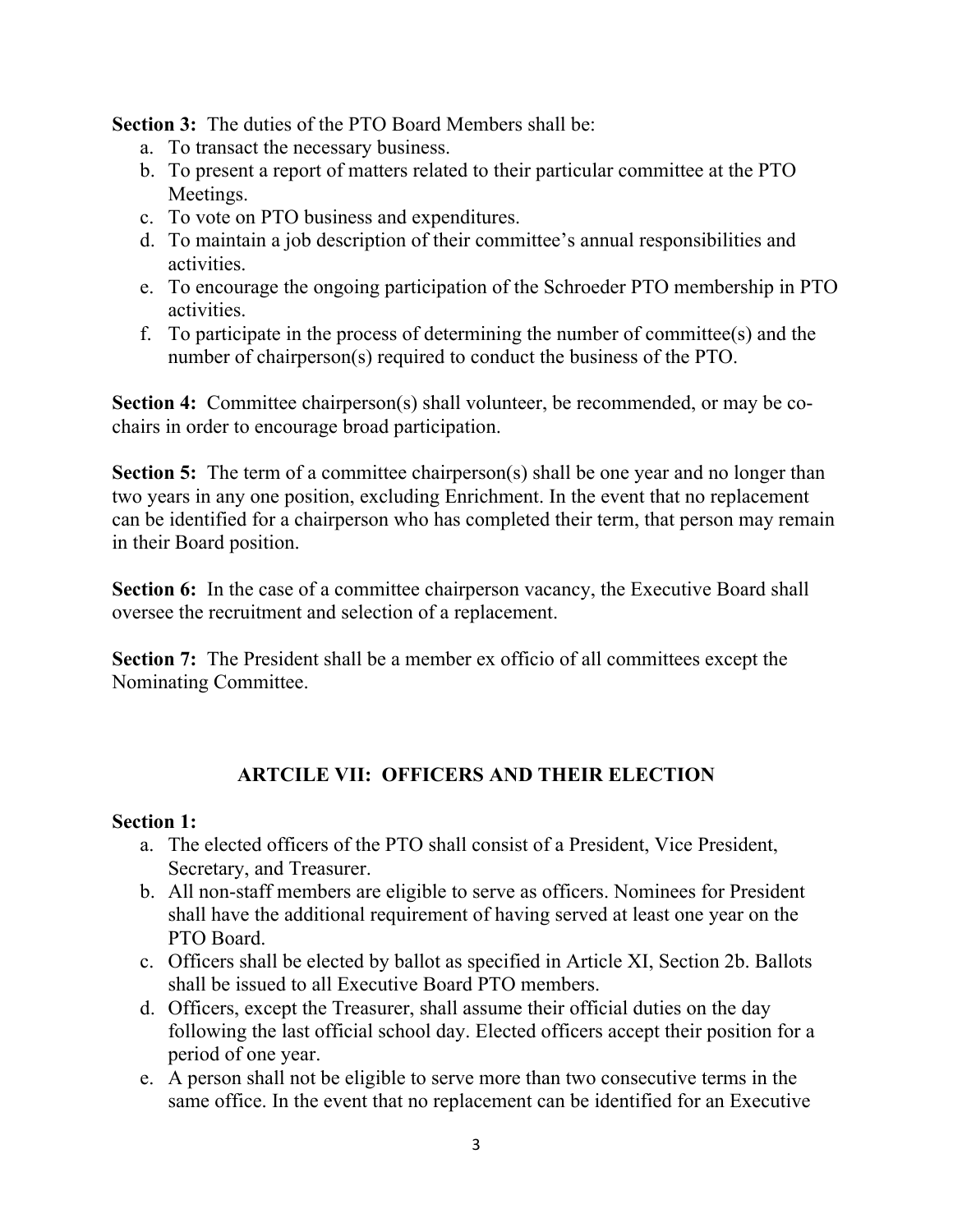**Section 3:** The duties of the PTO Board Members shall be:

a. To transact the necessary business.
b. To present a report of matters related to their particular committee at the PTO Meetings.
c. To vote on PTO business and expenditures.
d. To maintain a job description of their committee's annual responsibilities and activities.
e. To encourage the ongoing participation of the Schroeder PTO membership in PTO activities.
f. To participate in the process of determining the number of committee(s) and the number of chairperson(s) required to conduct the business of the PTO.

**Section 4:** Committee chairperson(s) shall volunteer, be recommended, or may be co-chairs in order to encourage broad participation.

**Section 5:** The term of a committee chairperson(s) shall be one year and no longer than two years in any one position, excluding Enrichment. In the event that no replacement can be identified for a chairperson who has completed their term, that person may remain in their Board position.

**Section 6:** In the case of a committee chairperson vacancy, the Executive Board shall oversee the recruitment and selection of a replacement.

**Section 7:** The President shall be a member ex officio of all committees except the Nominating Committee.

## ARTCILE VII: OFFICERS AND THEIR ELECTION

**Section 1:**

a. The elected officers of the PTO shall consist of a President, Vice President, Secretary, and Treasurer.
b. All non-staff members are eligible to serve as officers. Nominees for President shall have the additional requirement of having served at least one year on the PTO Board.
c. Officers shall be elected by ballot as specified in Article XI, Section 2b. Ballots shall be issued to all Executive Board PTO members.
d. Officers, except the Treasurer, shall assume their official duties on the day following the last official school day. Elected officers accept their position for a period of one year.
e. A person shall not be eligible to serve more than two consecutive terms in the same office. In the event that no replacement can be identified for an Executive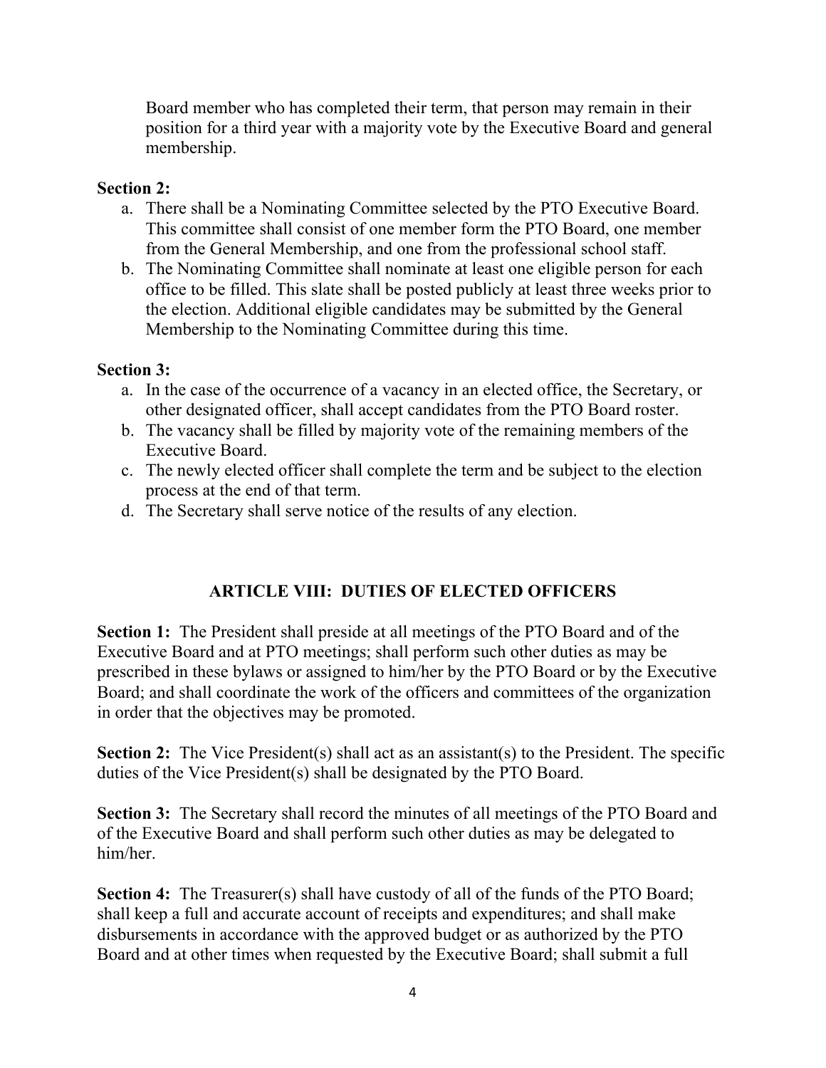Board member who has completed their term, that person may remain in their position for a third year with a majority vote by the Executive Board and general membership.

**Section 2:**

a. There shall be a Nominating Committee selected by the PTO Executive Board. This committee shall consist of one member form the PTO Board, one member from the General Membership, and one from the professional school staff.
b. The Nominating Committee shall nominate at least one eligible person for each office to be filled. This slate shall be posted publicly at least three weeks prior to the election. Additional eligible candidates may be submitted by the General Membership to the Nominating Committee during this time.

**Section 3:**

a. In the case of the occurrence of a vacancy in an elected office, the Secretary, or other designated officer, shall accept candidates from the PTO Board roster.
b. The vacancy shall be filled by majority vote of the remaining members of the Executive Board.
c. The newly elected officer shall complete the term and be subject to the election process at the end of that term.
d. The Secretary shall serve notice of the results of any election.

## ARTICLE VIII: DUTIES OF ELECTED OFFICERS

**Section 1:** The President shall preside at all meetings of the PTO Board and of the Executive Board and at PTO meetings; shall perform such other duties as may be prescribed in these bylaws or assigned to him/her by the PTO Board or by the Executive Board; and shall coordinate the work of the officers and committees of the organization in order that the objectives may be promoted.

**Section 2:** The Vice President(s) shall act as an assistant(s) to the President. The specific duties of the Vice President(s) shall be designated by the PTO Board.

**Section 3:** The Secretary shall record the minutes of all meetings of the PTO Board and of the Executive Board and shall perform such other duties as may be delegated to him/her.

**Section 4:** The Treasurer(s) shall have custody of all of the funds of the PTO Board; shall keep a full and accurate account of receipts and expenditures; and shall make disbursements in accordance with the approved budget or as authorized by the PTO Board and at other times when requested by the Executive Board; shall submit a full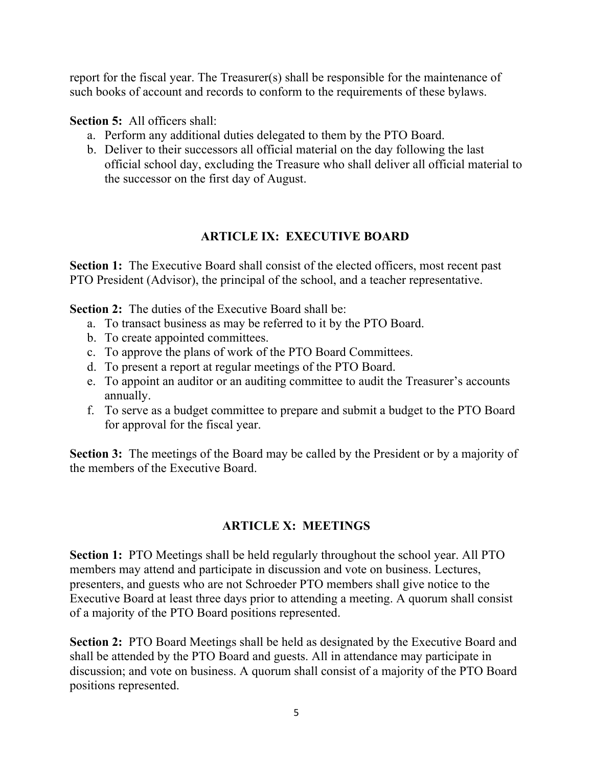report for the fiscal year. The Treasurer(s) shall be responsible for the maintenance of such books of account and records to conform to the requirements of these bylaws.

**Section 5:** All officers shall:

a. Perform any additional duties delegated to them by the PTO Board.
b. Deliver to their successors all official material on the day following the last official school day, excluding the Treasure who shall deliver all official material to the successor on the first day of August.

## ARTICLE IX: EXECUTIVE BOARD

**Section 1:** The Executive Board shall consist of the elected officers, most recent past PTO President (Advisor), the principal of the school, and a teacher representative.

**Section 2:** The duties of the Executive Board shall be:

a. To transact business as may be referred to it by the PTO Board.
b. To create appointed committees.
c. To approve the plans of work of the PTO Board Committees.
d. To present a report at regular meetings of the PTO Board.
e. To appoint an auditor or an auditing committee to audit the Treasurer's accounts annually.
f. To serve as a budget committee to prepare and submit a budget to the PTO Board for approval for the fiscal year.

**Section 3:** The meetings of the Board may be called by the President or by a majority of the members of the Executive Board.

## ARTICLE X: MEETINGS

**Section 1:** PTO Meetings shall be held regularly throughout the school year. All PTO members may attend and participate in discussion and vote on business. Lectures, presenters, and guests who are not Schroeder PTO members shall give notice to the Executive Board at least three days prior to attending a meeting. A quorum shall consist of a majority of the PTO Board positions represented.

**Section 2:** PTO Board Meetings shall be held as designated by the Executive Board and shall be attended by the PTO Board and guests. All in attendance may participate in discussion; and vote on business. A quorum shall consist of a majority of the PTO Board positions represented.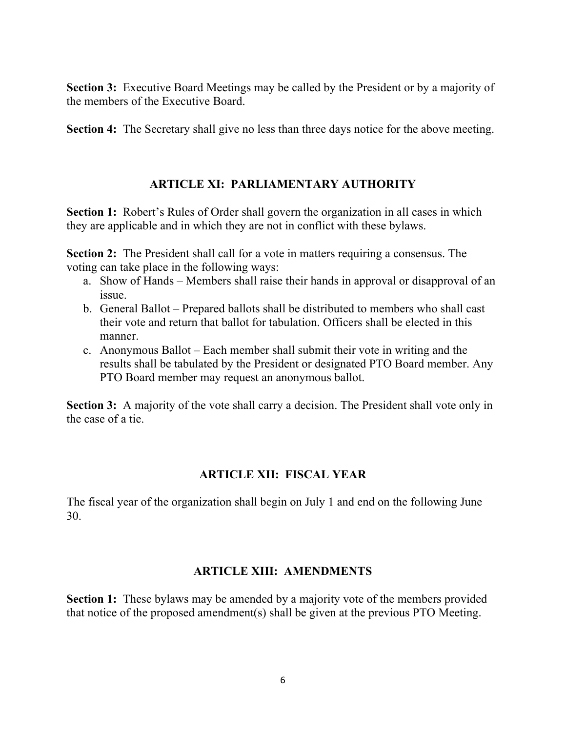**Section 3:** Executive Board Meetings may be called by the President or by a majority of the members of the Executive Board.

**Section 4:** The Secretary shall give no less than three days notice for the above meeting.

## ARTICLE XI: PARLIAMENTARY AUTHORITY

**Section 1:** Robert's Rules of Order shall govern the organization in all cases in which they are applicable and in which they are not in conflict with these bylaws.

**Section 2:** The President shall call for a vote in matters requiring a consensus. The voting can take place in the following ways:

a. Show of Hands – Members shall raise their hands in approval or disapproval of an issue.
b. General Ballot – Prepared ballots shall be distributed to members who shall cast their vote and return that ballot for tabulation. Officers shall be elected in this manner.
c. Anonymous Ballot – Each member shall submit their vote in writing and the results shall be tabulated by the President or designated PTO Board member. Any PTO Board member may request an anonymous ballot.

**Section 3:** A majority of the vote shall carry a decision. The President shall vote only in the case of a tie.

## ARTICLE XII: FISCAL YEAR

The fiscal year of the organization shall begin on July 1 and end on the following June 30.

## ARTICLE XIII: AMENDMENTS

**Section 1:** These bylaws may be amended by a majority vote of the members provided that notice of the proposed amendment(s) shall be given at the previous PTO Meeting.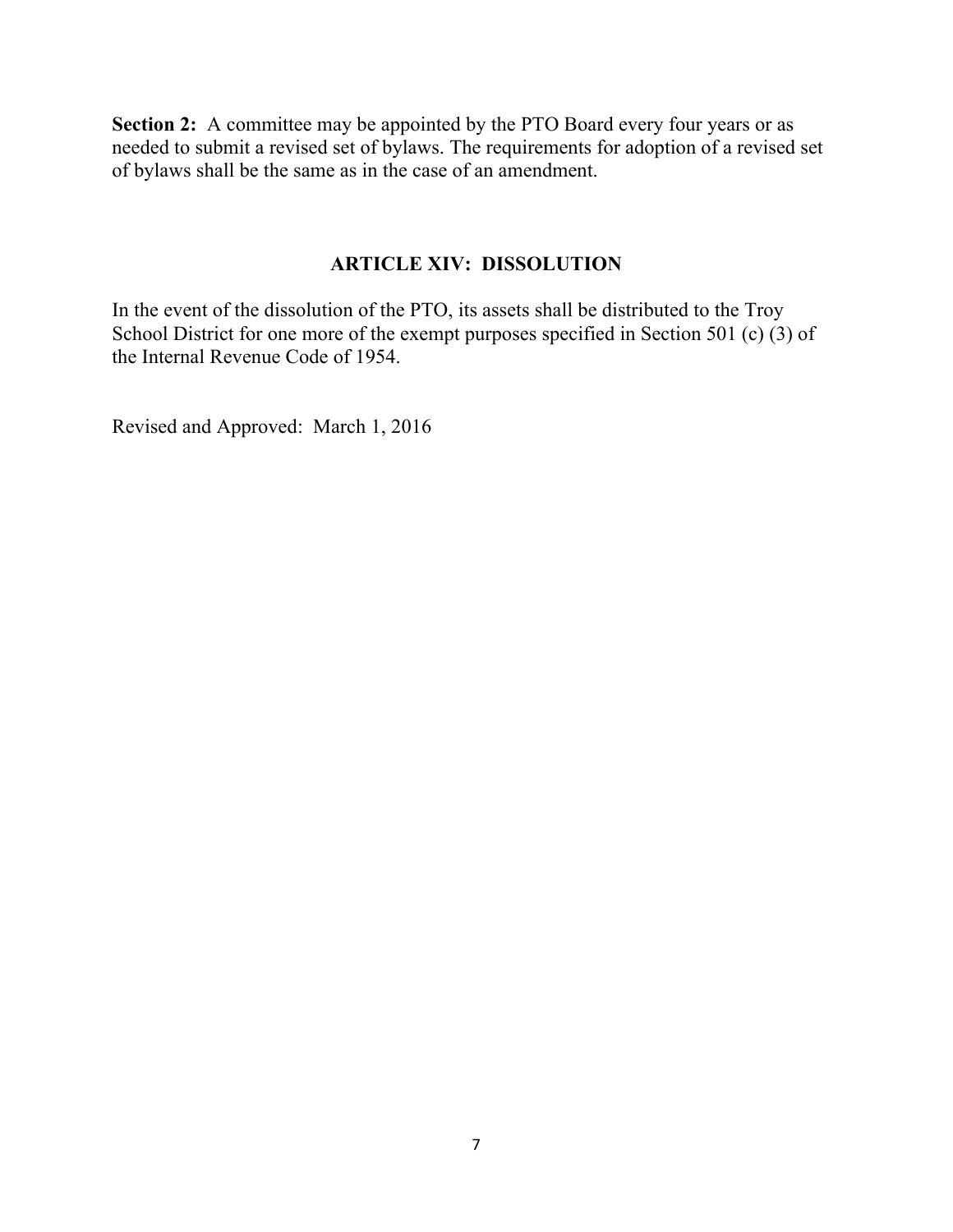**Section 2:** A committee may be appointed by the PTO Board every four years or as needed to submit a revised set of bylaws. The requirements for adoption of a revised set of bylaws shall be the same as in the case of an amendment.

## ARTICLE XIV: DISSOLUTION

In the event of the dissolution of the PTO, its assets shall be distributed to the Troy School District for one more of the exempt purposes specified in Section 501 (c) (3) of the Internal Revenue Code of 1954.

Revised and Approved: March 1, 2016